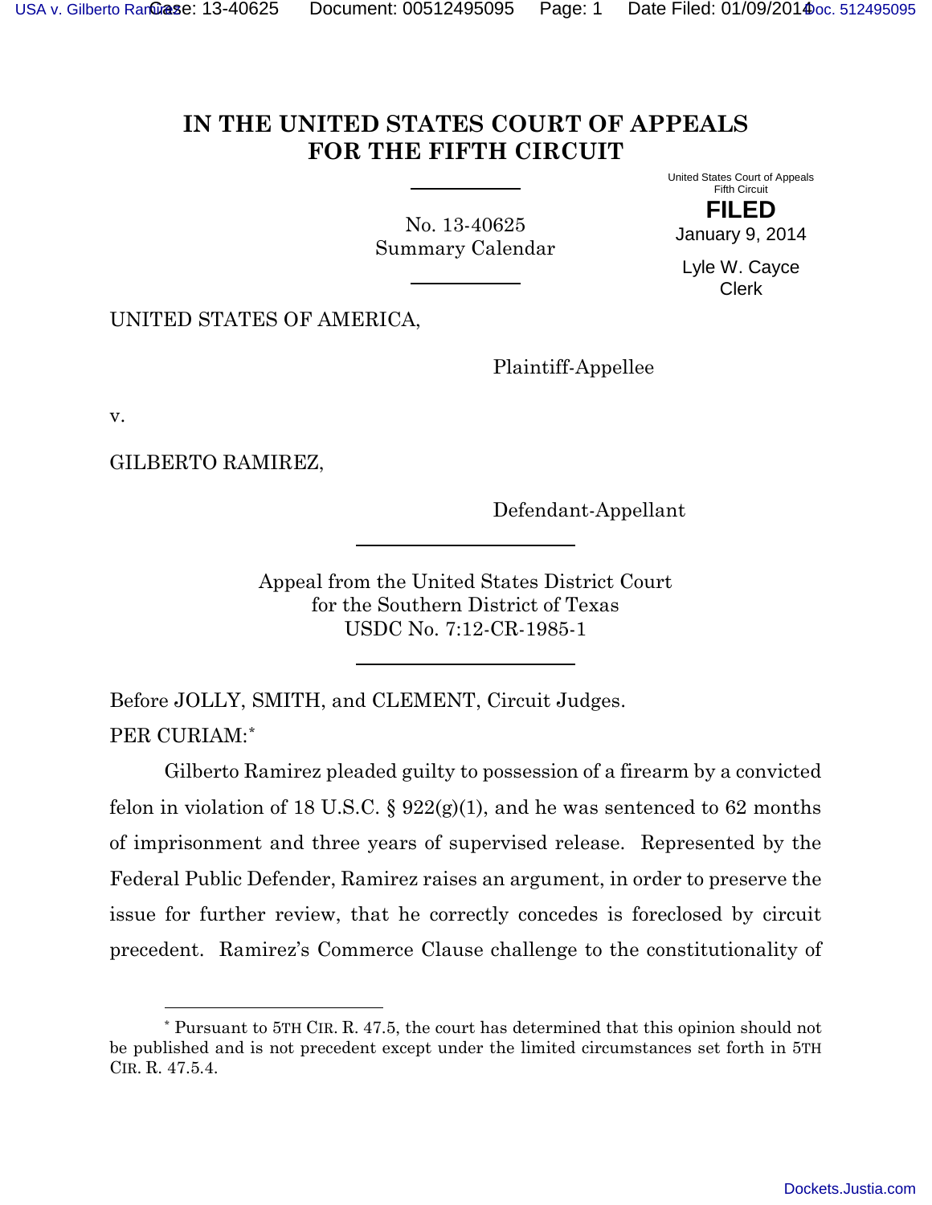# IN THE UNITED STATES COURT OF APPEALS FOR THE FIFTH CIRCUIT

No. 13-40625
Summary Calendar

United States Court of Appeals
Fifth Circuit

**FILED**

January 9, 2014

Lyle W. Cayce
Clerk

UNITED STATES OF AMERICA,

Plaintiff-Appellee

v.

GILBERTO RAMIREZ,

Defendant-Appellant

Appeal from the United States District Court
for the Southern District of Texas
USDC No. 7:12-CR-1985-1

Before JOLLY, SMITH, and CLEMENT, Circuit Judges.

PER CURIAM:*

Gilberto Ramirez pleaded guilty to possession of a firearm by a convicted felon in violation of 18 U.S.C. § 922(g)(1), and he was sentenced to 62 months of imprisonment and three years of supervised release. Represented by the Federal Public Defender, Ramirez raises an argument, in order to preserve the issue for further review, that he correctly concedes is foreclosed by circuit precedent. Ramirez's Commerce Clause challenge to the constitutionality of

---

* Pursuant to 5TH CIR. R. 47.5, the court has determined that this opinion should not be published and is not precedent except under the limited circumstances set forth in 5TH CIR. R. 47.5.4.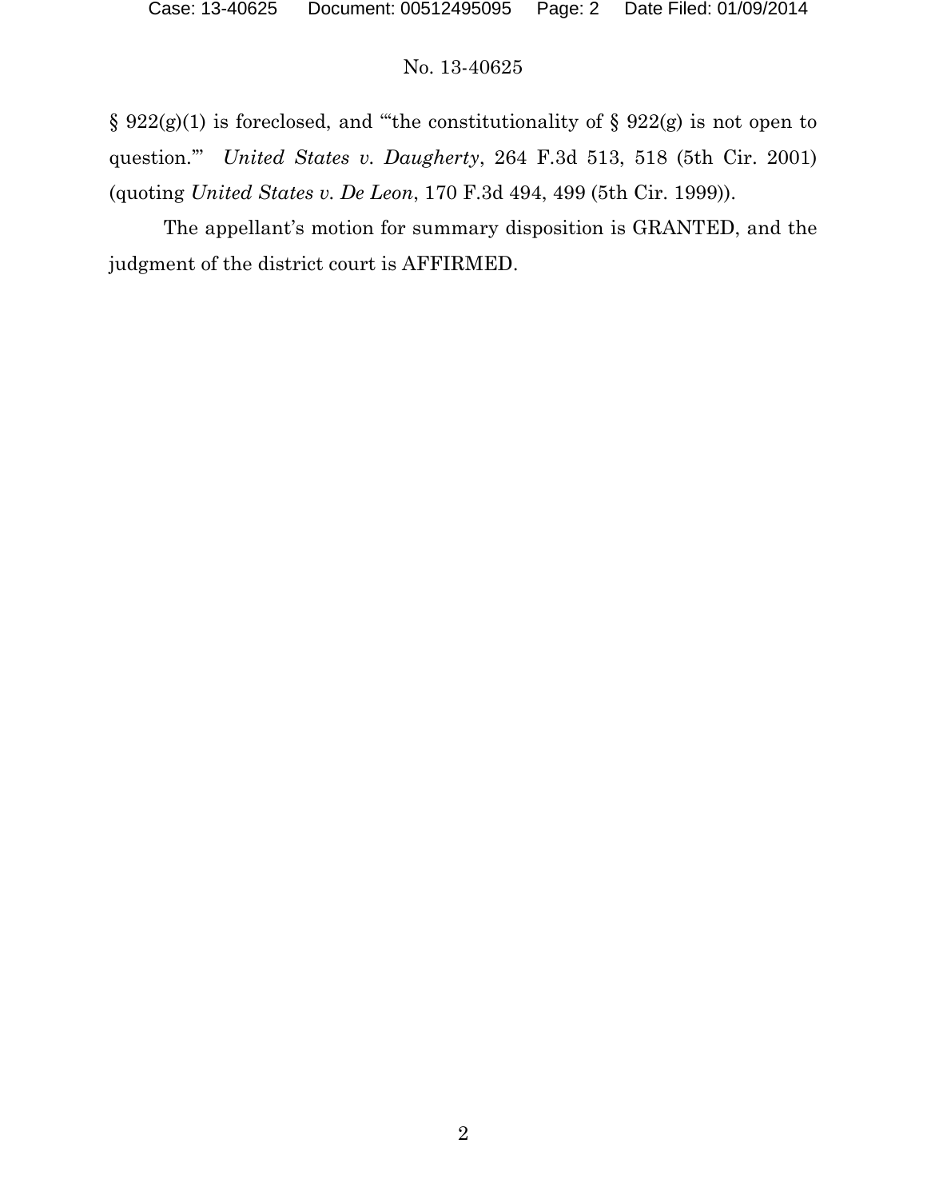§ 922(g)(1) is foreclosed, and "'the constitutionality of § 922(g) is not open to question.'" *United States v. Daugherty*, 264 F.3d 513, 518 (5th Cir. 2001) (quoting *United States v. De Leon*, 170 F.3d 494, 499 (5th Cir. 1999)).

The appellant's motion for summary disposition is GRANTED, and the judgment of the district court is AFFIRMED.